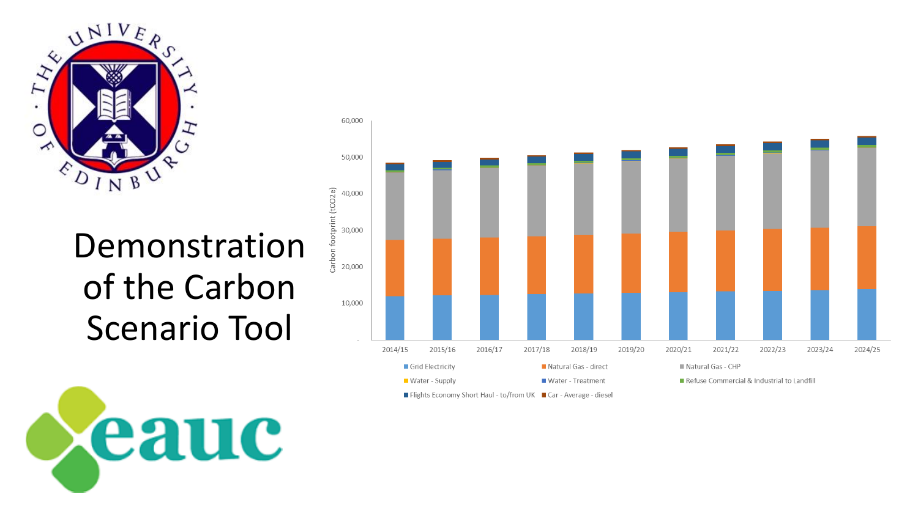# Demonstration of the Carbon Scenario Tool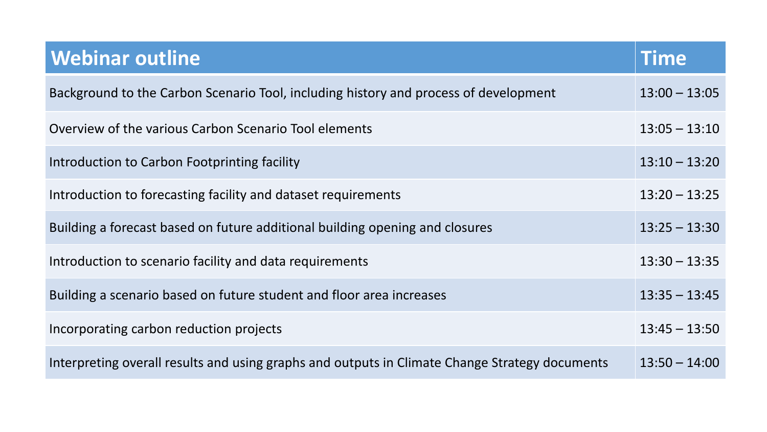| Webinar outline | Time |
| --- | --- |
| Background to the Carbon Scenario Tool, including history and process of development | 13:00 – 13:05 |
| Overview of the various Carbon Scenario Tool elements | 13:05 – 13:10 |
| Introduction to Carbon Footprinting facility | 13:10 – 13:20 |
| Introduction to forecasting facility and dataset requirements | 13:20 – 13:25 |
| Building a forecast based on future additional building opening and closures | 13:25 – 13:30 |
| Introduction to scenario facility and data requirements | 13:30 – 13:35 |
| Building a scenario based on future student and floor area increases | 13:35 – 13:45 |
| Incorporating carbon reduction projects | 13:45 – 13:50 |
| Interpreting overall results and using graphs and outputs in Climate Change Strategy documents | 13:50 – 14:00 |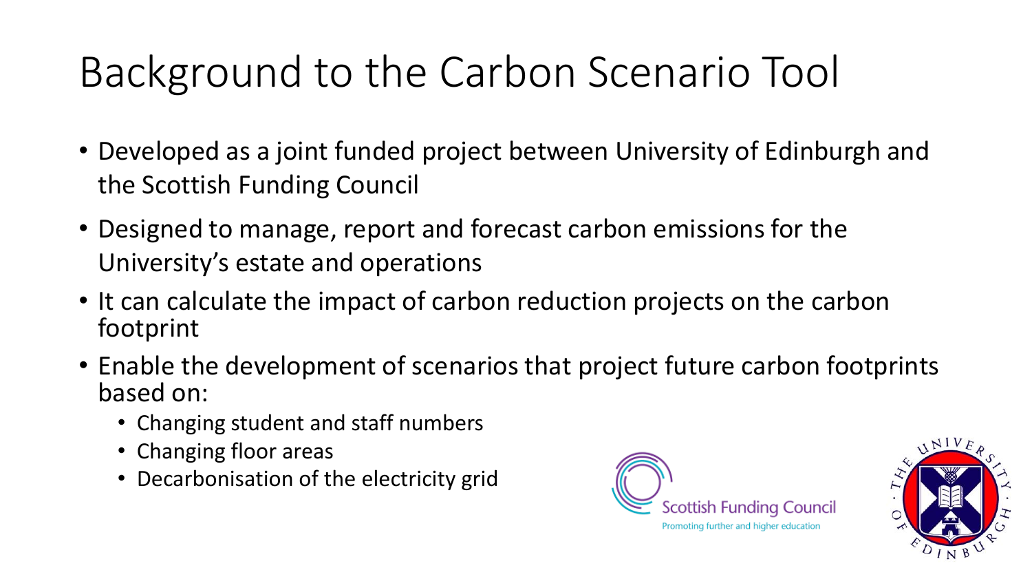# Background to the Carbon Scenario Tool

- Developed as a joint funded project between University of Edinburgh and the Scottish Funding Council
- Designed to manage, report and forecast carbon emissions for the University's estate and operations
- It can calculate the impact of carbon reduction projects on the carbon footprint
- Enable the development of scenarios that project future carbon footprints based on:
  - Changing student and staff numbers
  - Changing floor areas
  - Decarbonisation of the electricity grid

Scottish Funding Council
Promoting further and higher education

THE UNIVERSITY OF EDINBURGH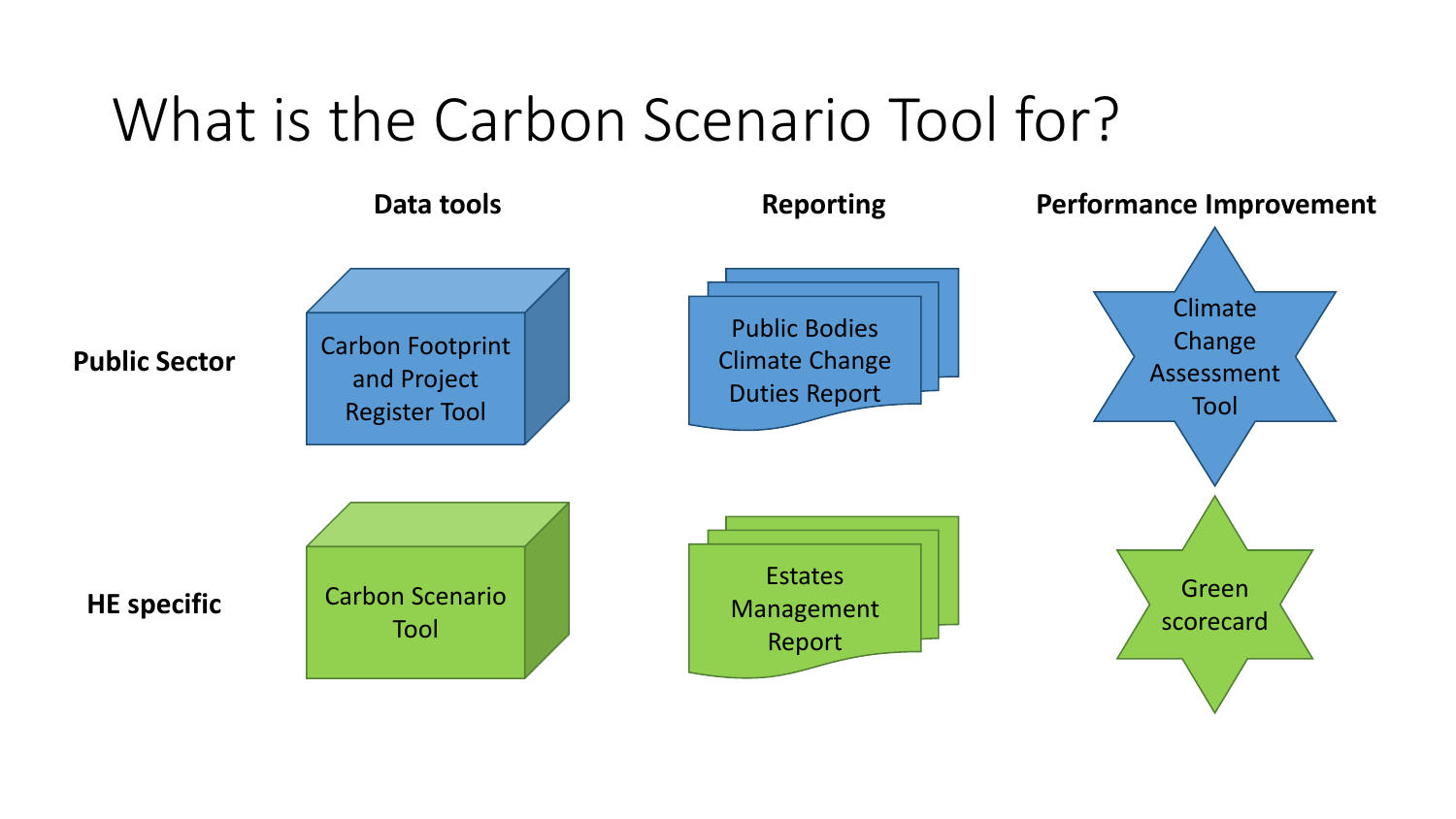# What is the Carbon Scenario Tool for?

| | Data tools | Reporting | Performance Improvement |
|---|---|---|---|
| **Public Sector** | Carbon Footprint and Project Register Tool | Public Bodies Climate Change Duties Report | Climate Change Assessment Tool |
| **HE specific** | Carbon Scenario Tool | Estates Management Report | Green scorecard |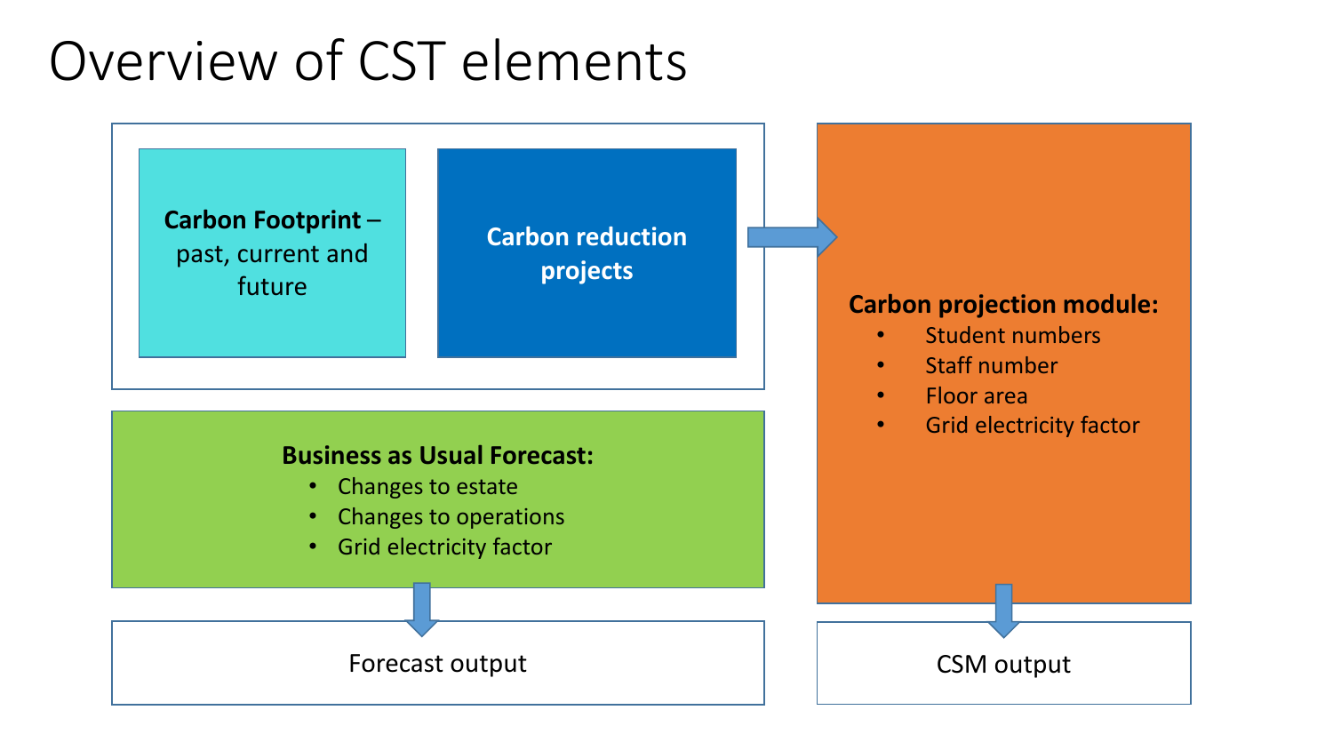# Overview of CST elements

**Carbon Footprint** – past, current and future

**Carbon reduction projects**

**Business as Usual Forecast:**

- Changes to estate
- Changes to operations
- Grid electricity factor

Forecast output

**Carbon projection module:**

- Student numbers
- Staff number
- Floor area
- Grid electricity factor

CSM output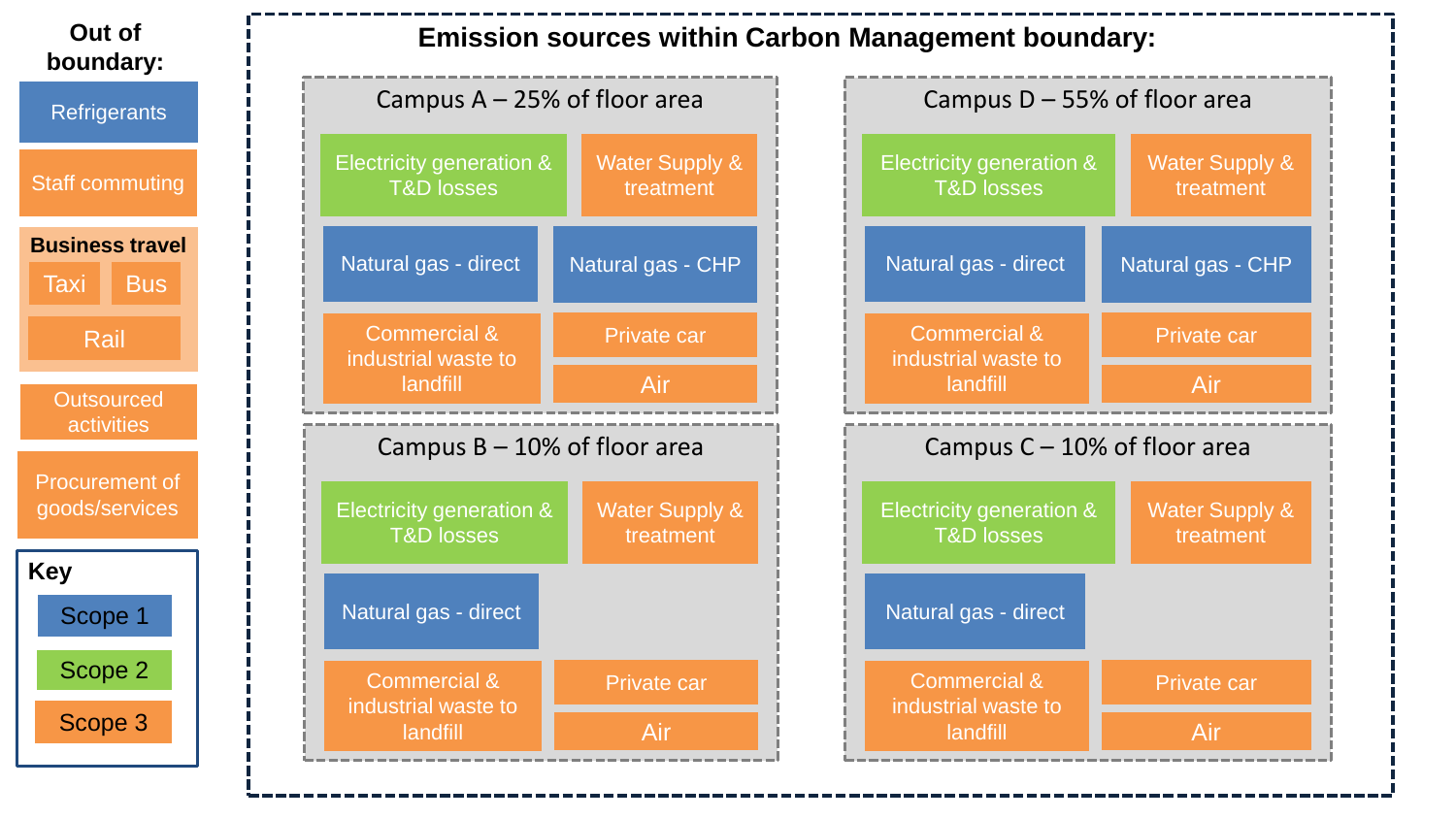**Out of boundary:**

- Refrigerants
- Staff commuting
- **Business travel**
  - Taxi
  - Bus
  - Rail
- Outsourced activities
- Procurement of goods/services

**Key**

- Scope 1
- Scope 2
- Scope 3

## Emission sources within Carbon Management boundary:

### Campus A – 25% of floor area

- Electricity generation & T&D losses
- Water Supply & treatment
- Natural gas - direct
- Natural gas - CHP
- Commercial & industrial waste to landfill
- Private car
- Air

### Campus D – 55% of floor area

- Electricity generation & T&D losses
- Water Supply & treatment
- Natural gas - direct
- Natural gas - CHP
- Commercial & industrial waste to landfill
- Private car
- Air

### Campus B – 10% of floor area

- Electricity generation & T&D losses
- Water Supply & treatment
- Natural gas - direct
- Commercial & industrial waste to landfill
- Private car
- Air

### Campus C – 10% of floor area

- Electricity generation & T&D losses
- Water Supply & treatment
- Natural gas - direct
- Commercial & industrial waste to landfill
- Private car
- Air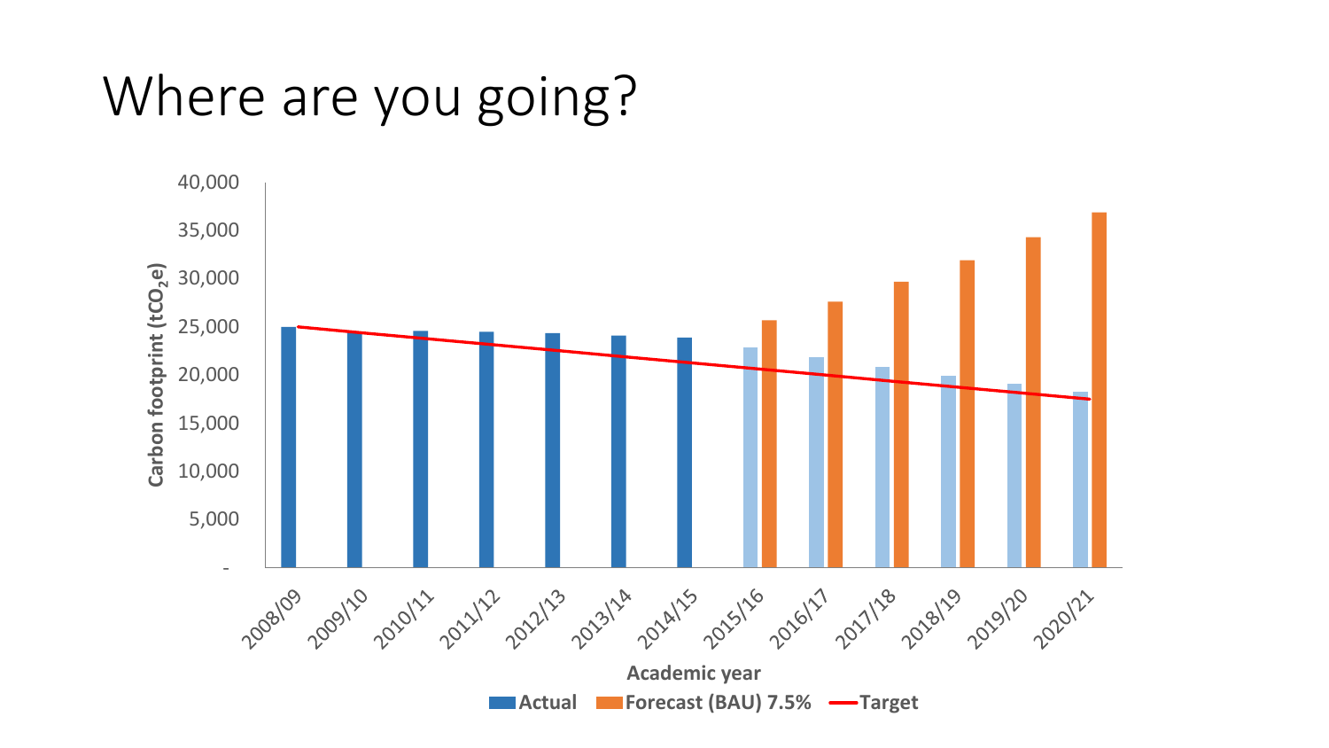# Where are you going?

Carbon footprint ($tCO_2e$)

40,000
35,000
30,000
25,000
20,000
15,000
10,000
5,000
-

2008/09 2009/10 2010/11 2011/12 2012/13 2013/14 2014/15 2015/16 2016/17 2017/18 2018/19 2019/20 2020/21

Academic year

**Actual** **Forecast (BAU) 7.5%** **Target**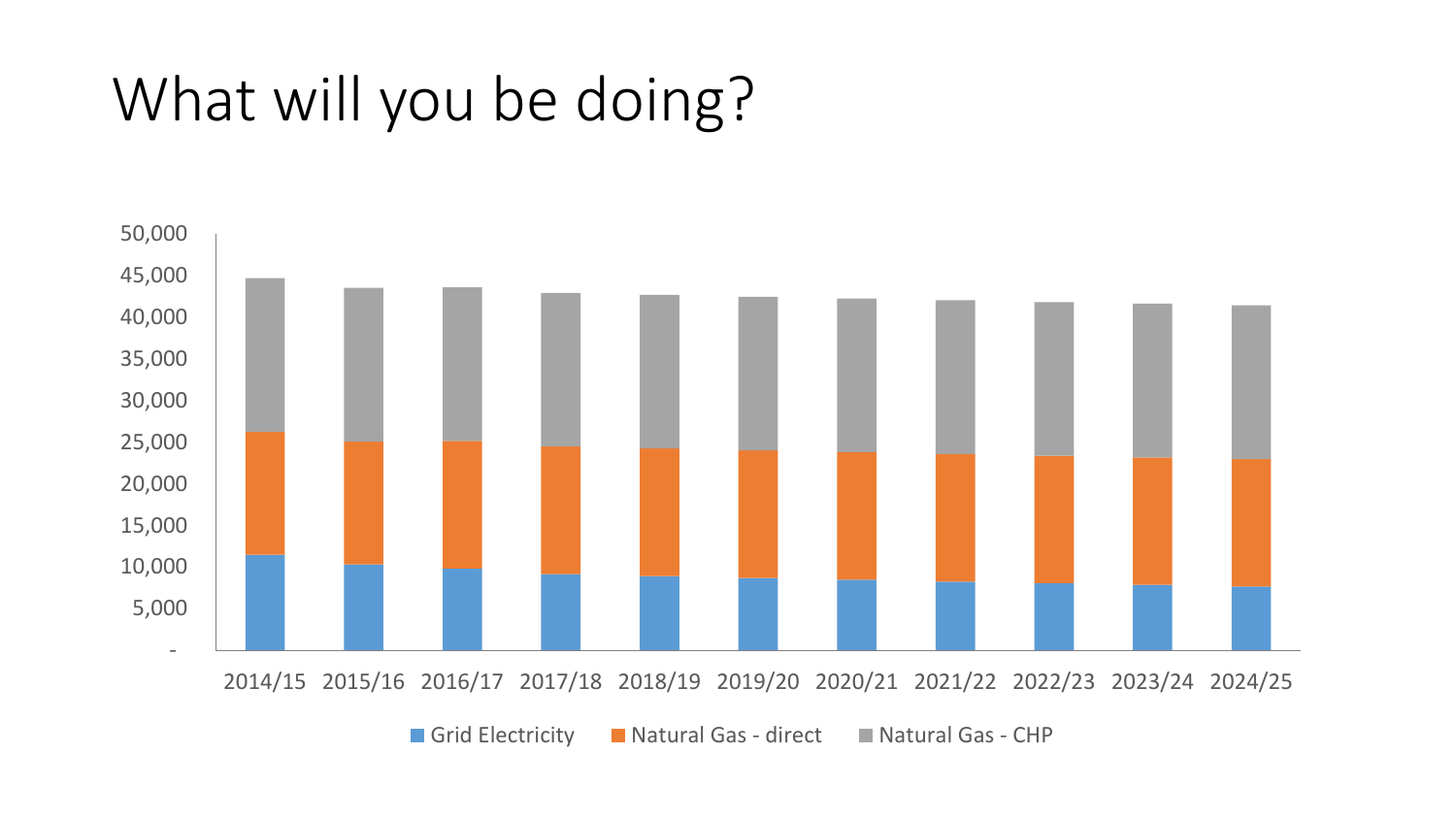# What will you be doing?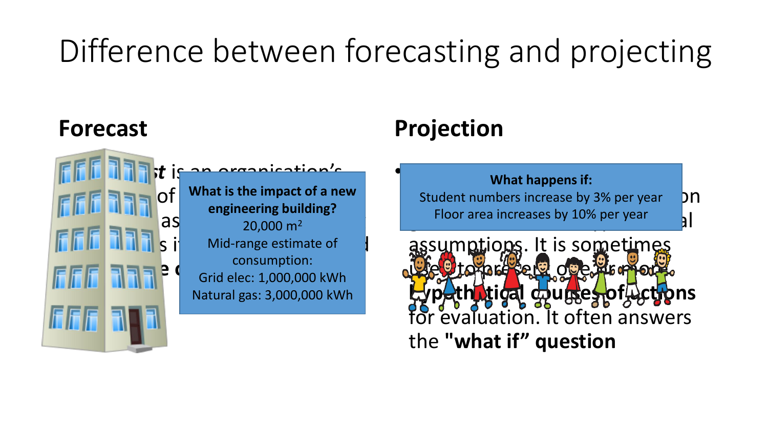# Difference between forecasting and projecting

## Forecast

**What is the impact of a new engineering building?**

20,000 $m^2$

Mid-range estimate of consumption:

Grid elec: 1,000,000 kWh

Natural gas: 3,000,000 kWh

## Projection

**What happens if:**

Student numbers increase by 3% per year

Floor area increases by 10% per year

assumptions. It is sometimes used to present one or more **hypothetical courses of actions** for evaluation. It often answers the **"what if" question**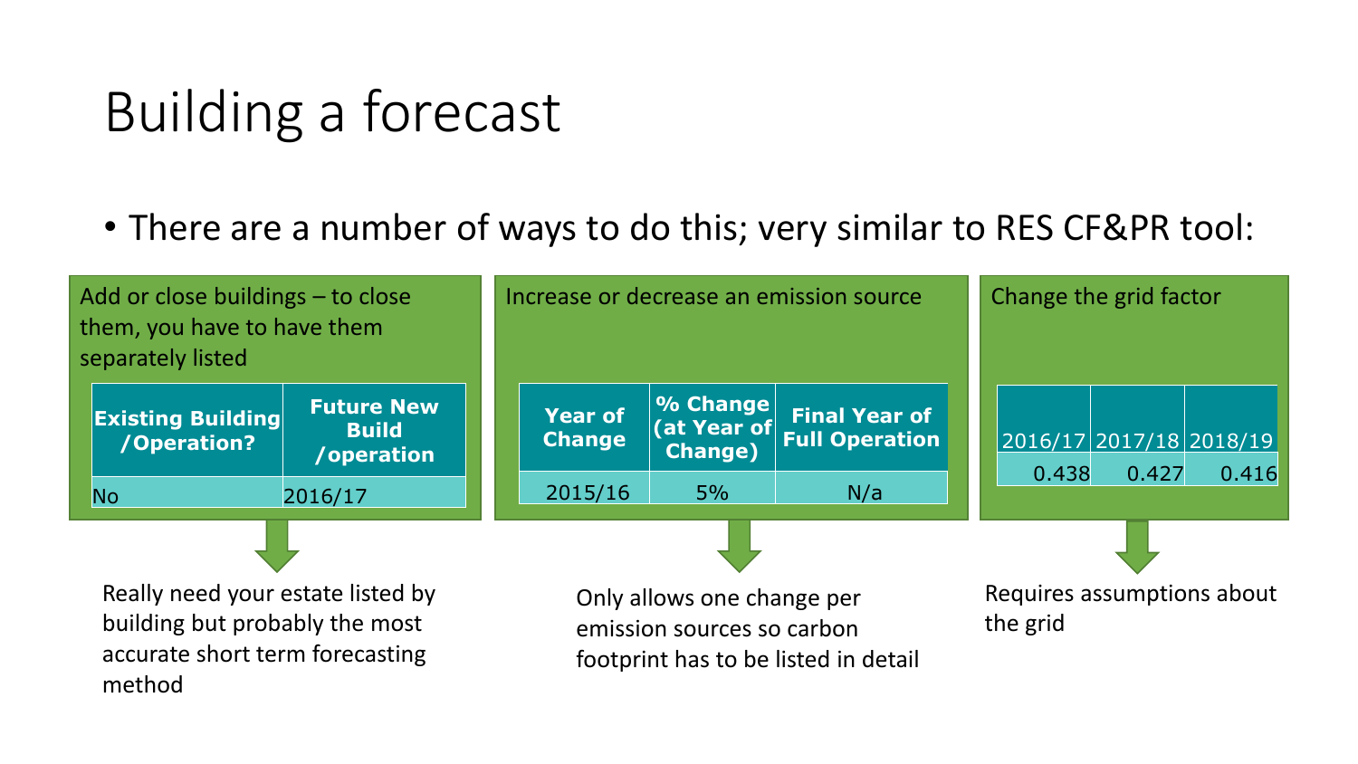# Building a forecast

- There are a number of ways to do this; very similar to RES CF&PR tool:

Add or close buildings – to close them, you have to have them separately listed

| Existing Building /Operation? | Future New Build /operation |
|---|---|
| No | 2016/17 |

Really need your estate listed by building but probably the most accurate short term forecasting method

Increase or decrease an emission source

| Year of Change | % Change (at Year of Change) | Final Year of Full Operation |
|---|---|---|
| 2015/16 | 5% | N/a |

Only allows one change per emission sources so carbon footprint has to be listed in detail

Change the grid factor

| 2016/17 | 2017/18 | 2018/19 |
|---|---|---|
| 0.438 | 0.427 | 0.416 |

Requires assumptions about the grid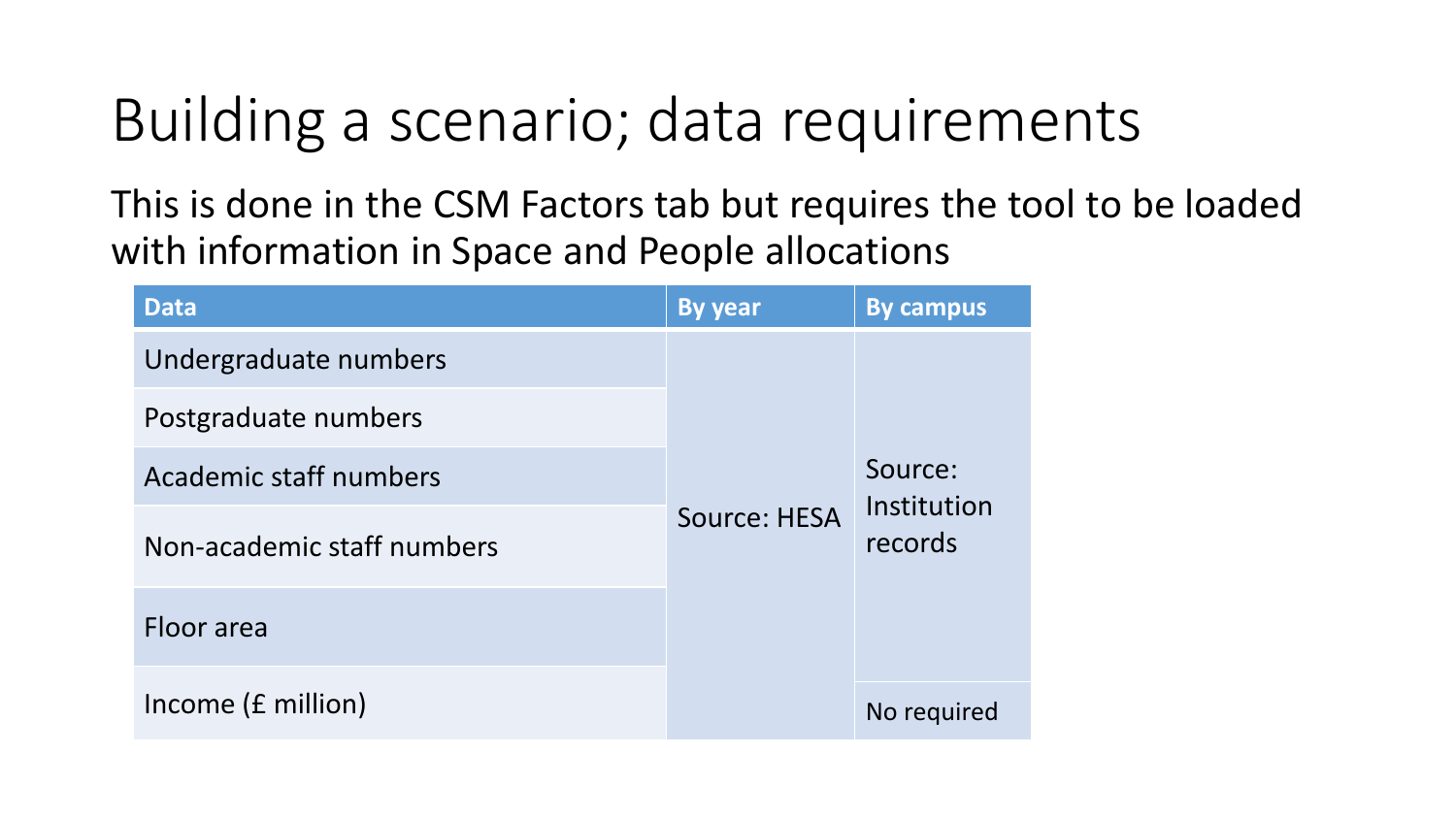# Building a scenario; data requirements

This is done in the CSM Factors tab but requires the tool to be loaded with information in Space and People allocations

| Data | By year | By campus |
|---|---|---|
| Undergraduate numbers | Source: HESA | Source: Institution records |
| Postgraduate numbers | | |
| Academic staff numbers | | |
| Non-academic staff numbers | | |
| Floor area | | |
| Income (£ million) | | No required |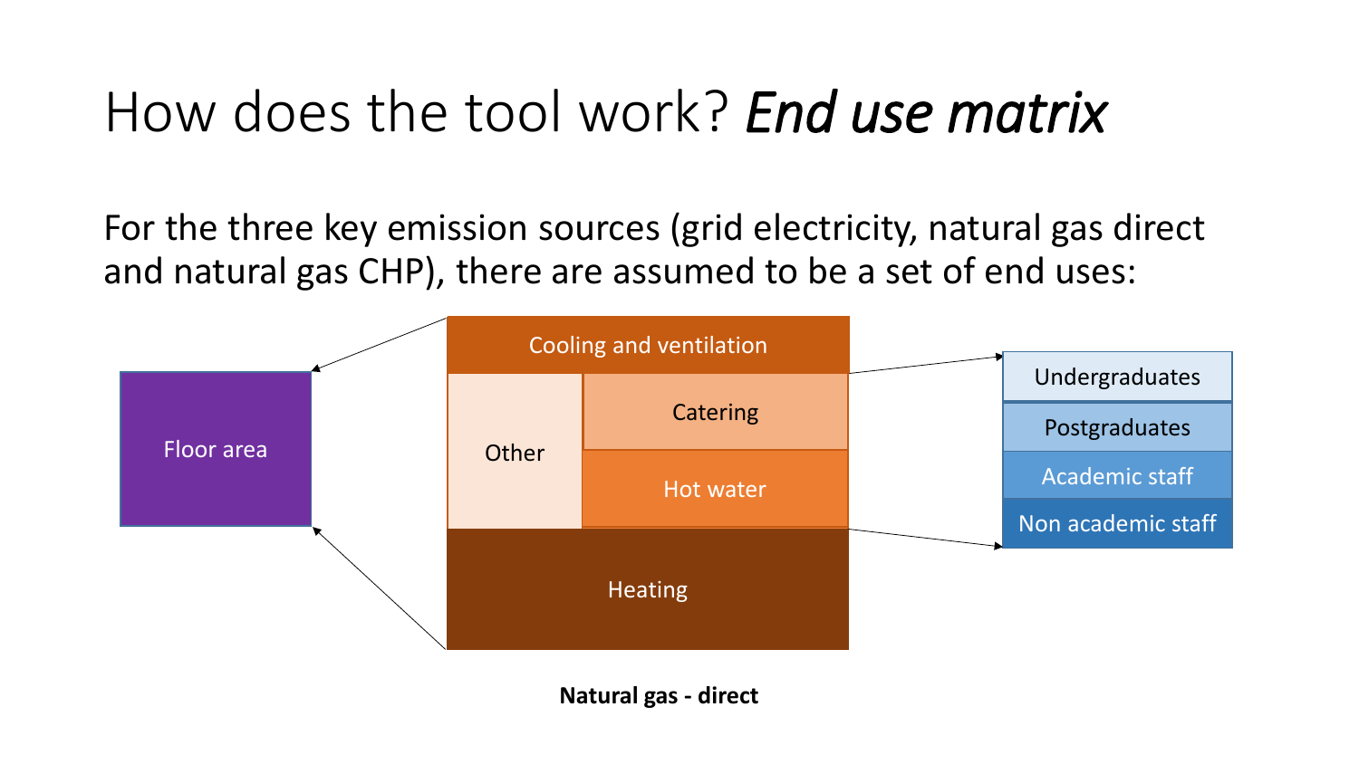# How does the tool work? ***End use matrix***

For the three key emission sources (grid electricity, natural gas direct and natural gas CHP), there are assumed to be a set of end uses:

Floor area

Cooling and ventilation

Other

Catering

Hot water

Heating

Undergraduates

Postgraduates

Academic staff

Non academic staff

**Natural gas - direct**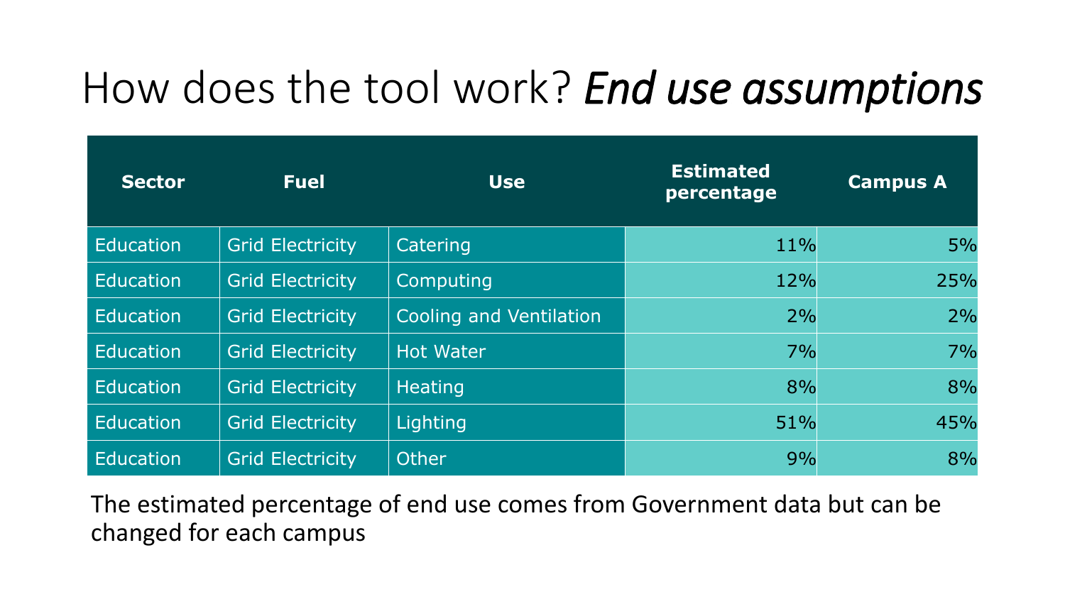# How does the tool work? *End use assumptions*

| Sector | Fuel | Use | Estimated percentage | Campus A |
|---|---|---|---|---|
| Education | Grid Electricity | Catering | 11% | 5% |
| Education | Grid Electricity | Computing | 12% | 25% |
| Education | Grid Electricity | Cooling and Ventilation | 2% | 2% |
| Education | Grid Electricity | Hot Water | 7% | 7% |
| Education | Grid Electricity | Heating | 8% | 8% |
| Education | Grid Electricity | Lighting | 51% | 45% |
| Education | Grid Electricity | Other | 9% | 8% |

The estimated percentage of end use comes from Government data but can be changed for each campus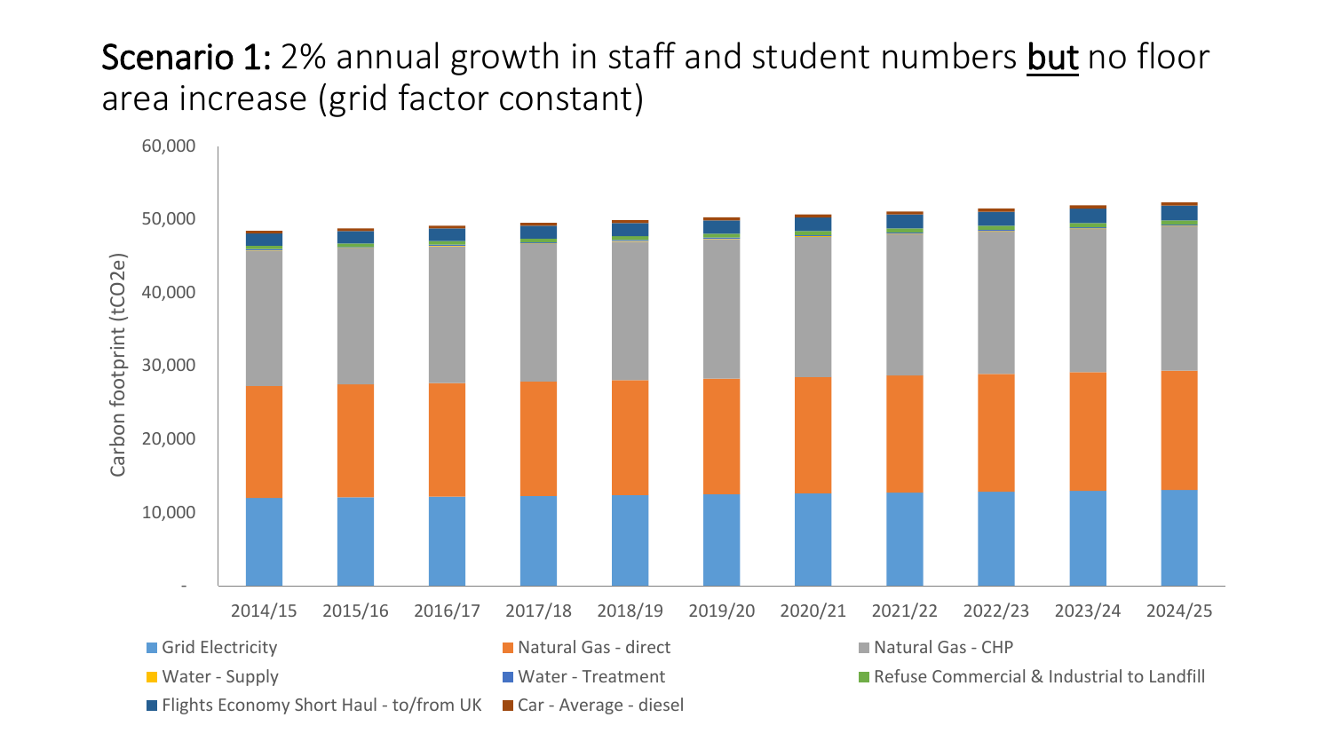**Scenario 1:** 2% annual growth in staff and student numbers **but** no floor area increase (grid factor constant)

Carbon footprint (tCO2e)

60,000
50,000
40,000
30,000
20,000
10,000
-

2014/15 2015/16 2016/17 2017/18 2018/19 2019/20 2020/21 2021/22 2022/23 2023/24 2024/25

- Grid Electricity
- Natural Gas - direct
- Natural Gas - CHP
- Water - Supply
- Water - Treatment
- Refuse Commercial & Industrial to Landfill
- Flights Economy Short Haul - to/from UK
- Car - Average - diesel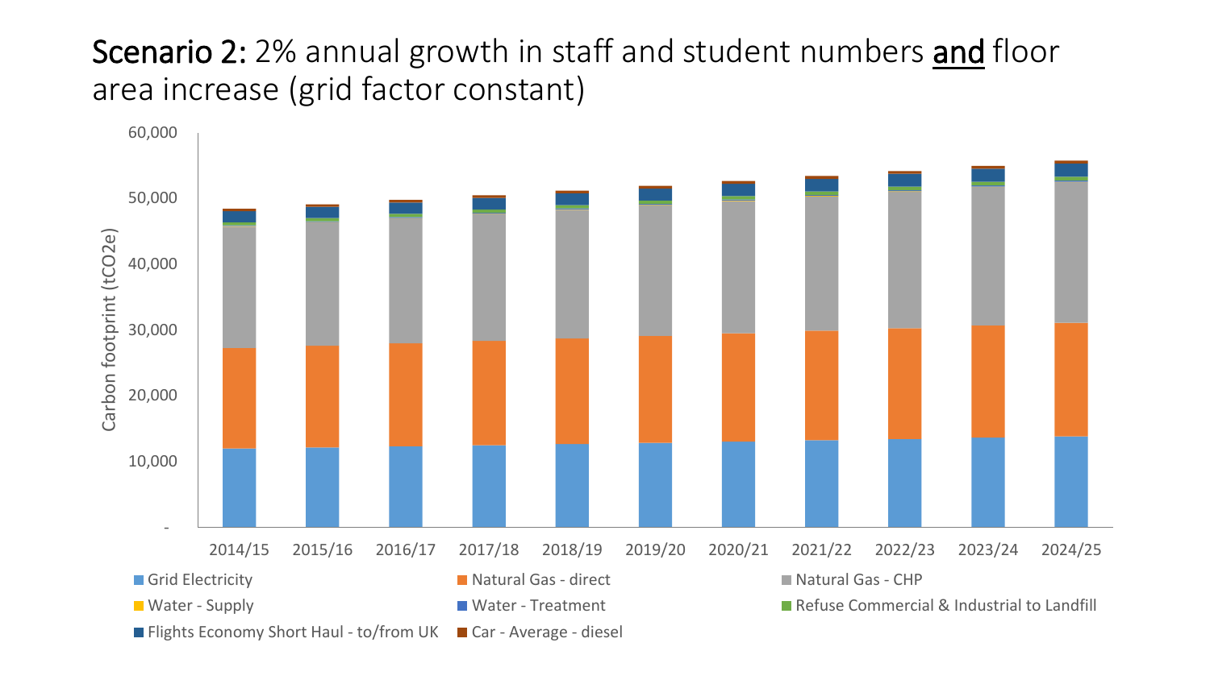# **Scenario 2:** 2% annual growth in staff and student numbers <u>and</u> floor area increase (grid factor constant)

Carbon footprint (tCO2e)

60,000
50,000
40,000
30,000
20,000
10,000
-

2014/15 2015/16 2016/17 2017/18 2018/19 2019/20 2020/21 2021/22 2022/23 2023/24 2024/25

- Grid Electricity
- Natural Gas - direct
- Natural Gas - CHP
- Water - Supply
- Water - Treatment
- Refuse Commercial & Industrial to Landfill
- Flights Economy Short Haul - to/from UK
- Car - Average - diesel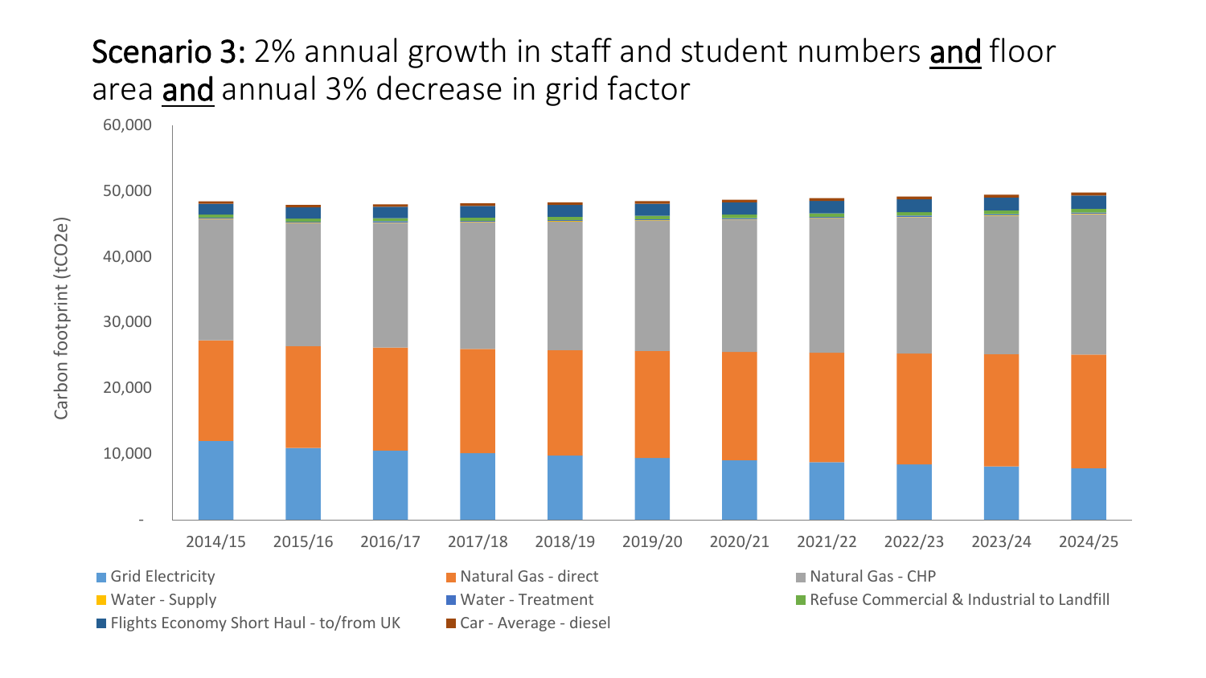# **Scenario 3:** 2% annual growth in staff and student numbers <u>**and**</u> floor area <u>**and**</u> annual 3% decrease in grid factor

Carbon footprint ($tCO_2e$)

60,000
50,000
40,000
30,000
20,000
10,000
-

2014/15 2015/16 2016/17 2017/18 2018/19 2019/20 2020/21 2021/22 2022/23 2023/24 2024/25

- Grid Electricity
- Natural Gas - direct
- Natural Gas - CHP
- Water - Supply
- Water - Treatment
- Refuse Commercial & Industrial to Landfill
- Flights Economy Short Haul - to/from UK
- Car - Average - diesel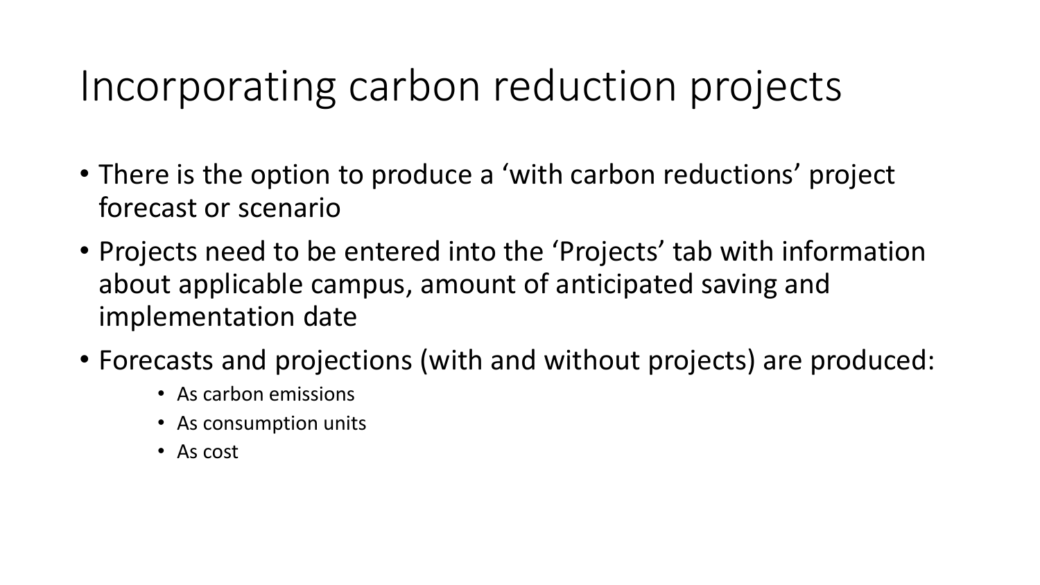# Incorporating carbon reduction projects

- There is the option to produce a 'with carbon reductions' project forecast or scenario
- Projects need to be entered into the 'Projects' tab with information about applicable campus, amount of anticipated saving and implementation date
- Forecasts and projections (with and without projects) are produced:
  - As carbon emissions
  - As consumption units
  - As cost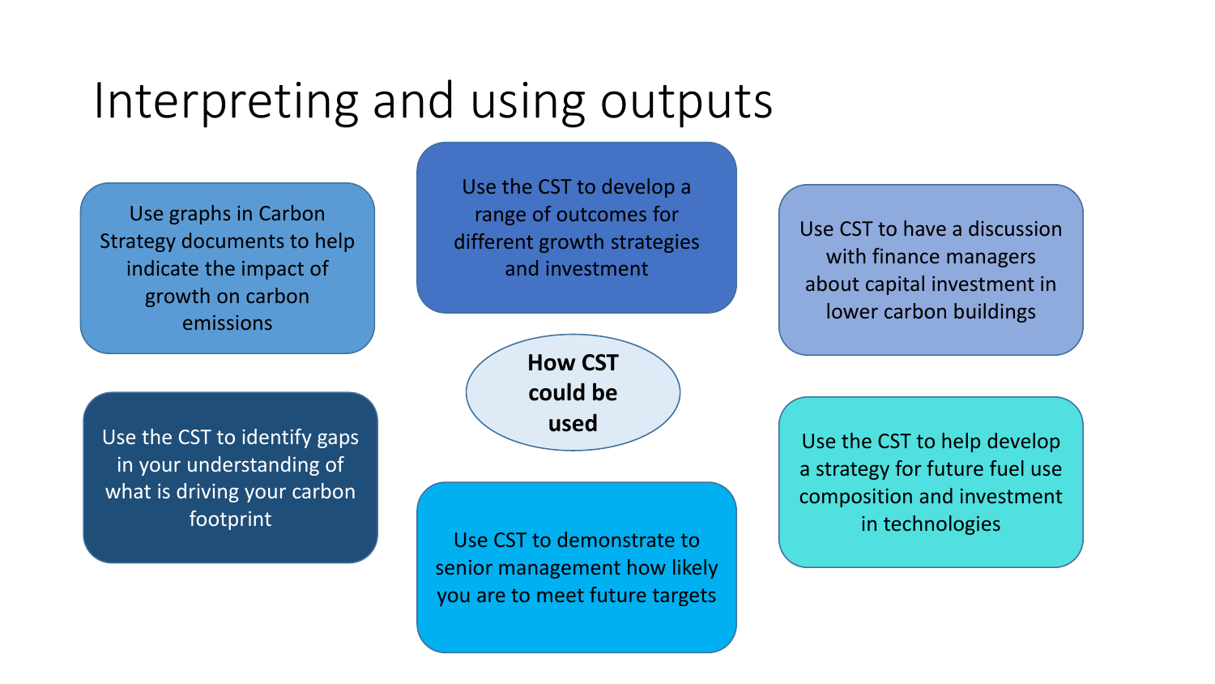# Interpreting and using outputs

**How CST could be used**

- Use graphs in Carbon Strategy documents to help indicate the impact of growth on carbon emissions
- Use the CST to develop a range of outcomes for different growth strategies and investment
- Use CST to have a discussion with finance managers about capital investment in lower carbon buildings
- Use the CST to identify gaps in your understanding of what is driving your carbon footprint
- Use CST to demonstrate to senior management how likely you are to meet future targets
- Use the CST to help develop a strategy for future fuel use composition and investment in technologies